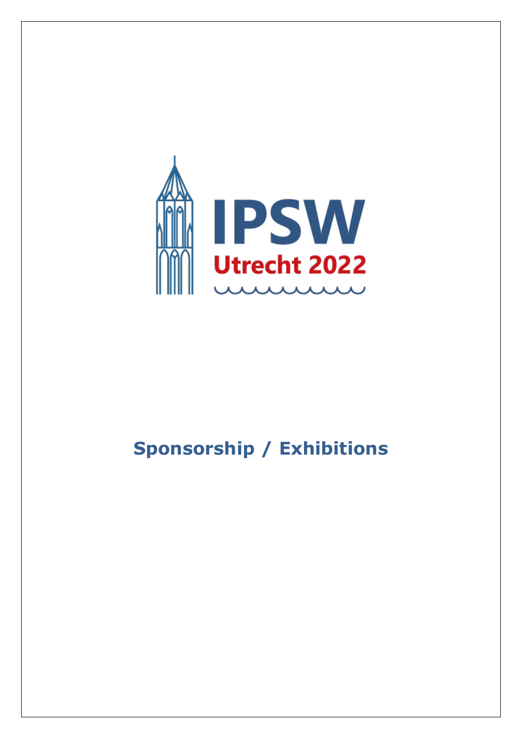IPSW

Utrecht 2022

# Sponsorship / Exhibitions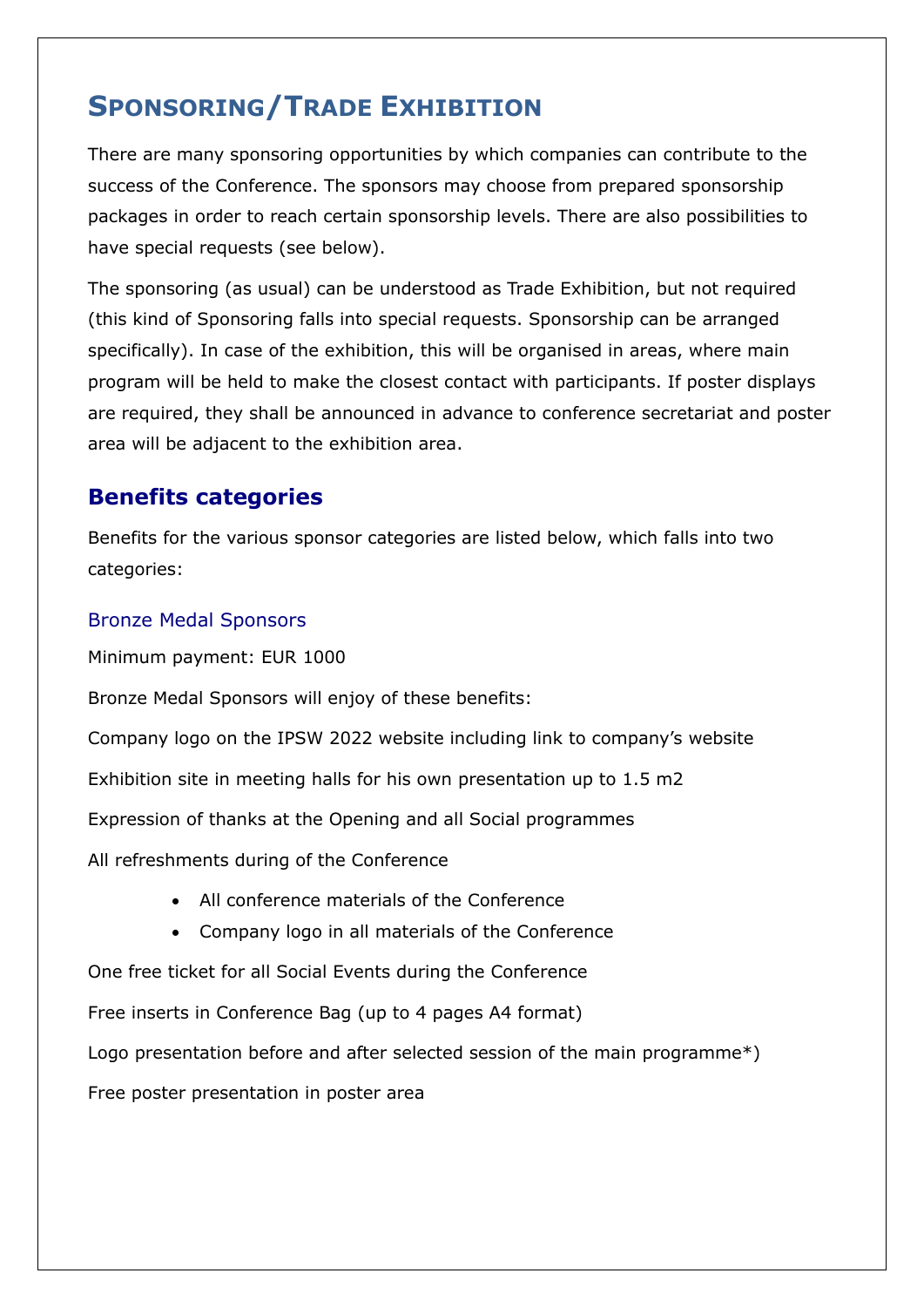# Sponsoring/Trade Exhibition

There are many sponsoring opportunities by which companies can contribute to the success of the Conference. The sponsors may choose from prepared sponsorship packages in order to reach certain sponsorship levels. There are also possibilities to have special requests (see below).

The sponsoring (as usual) can be understood as Trade Exhibition, but not required (this kind of Sponsoring falls into special requests. Sponsorship can be arranged specifically). In case of the exhibition, this will be organised in areas, where main program will be held to make the closest contact with participants. If poster displays are required, they shall be announced in advance to conference secretariat and poster area will be adjacent to the exhibition area.

## Benefits categories

Benefits for the various sponsor categories are listed below, which falls into two categories:

### Bronze Medal Sponsors

Minimum payment: EUR 1000

Bronze Medal Sponsors will enjoy of these benefits:

Company logo on the IPSW 2022 website including link to company's website

Exhibition site in meeting halls for his own presentation up to 1.5 m2

Expression of thanks at the Opening and all Social programmes

All refreshments during of the Conference

- All conference materials of the Conference
- Company logo in all materials of the Conference

One free ticket for all Social Events during the Conference

Free inserts in Conference Bag (up to 4 pages A4 format)

Logo presentation before and after selected session of the main programme*)

Free poster presentation in poster area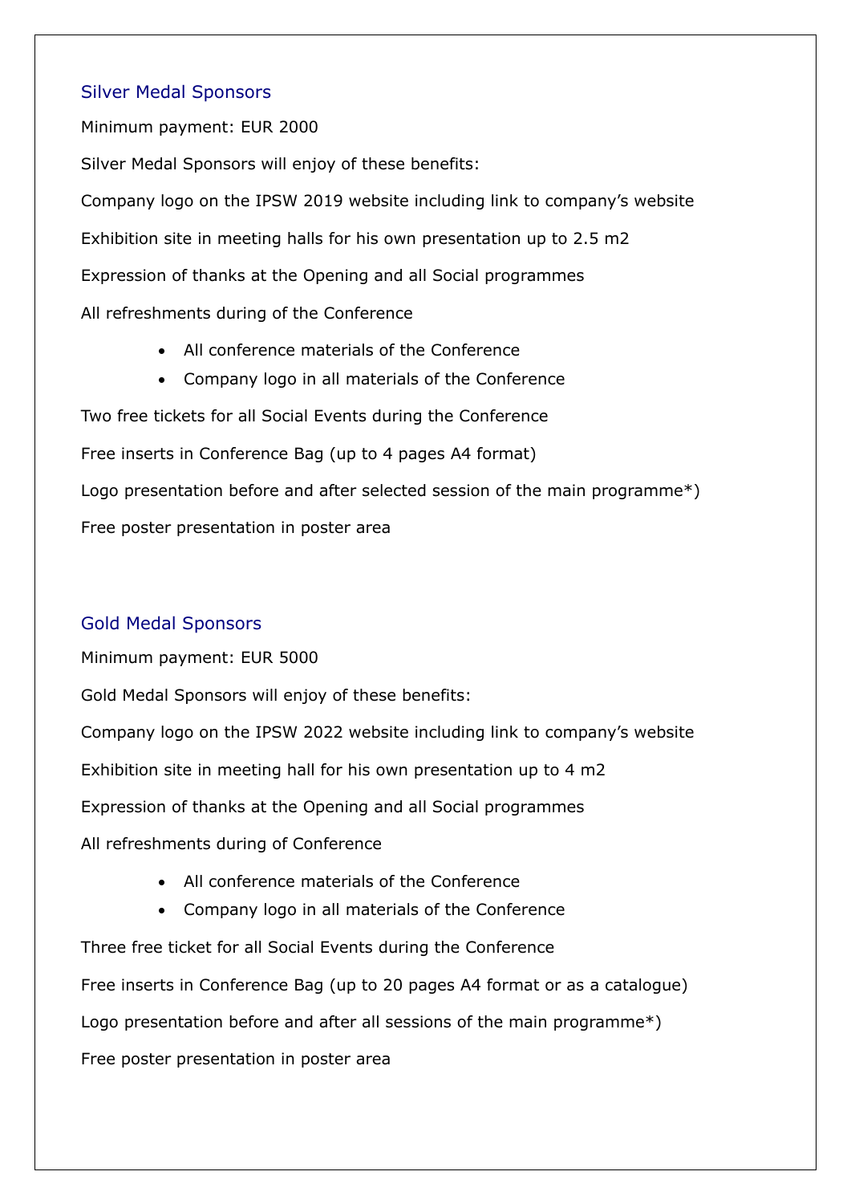## Silver Medal Sponsors

Minimum payment: EUR 2000

Silver Medal Sponsors will enjoy of these benefits:

Company logo on the IPSW 2019 website including link to company's website

Exhibition site in meeting halls for his own presentation up to 2.5 m2

Expression of thanks at the Opening and all Social programmes

All refreshments during of the Conference

- All conference materials of the Conference
- Company logo in all materials of the Conference

Two free tickets for all Social Events during the Conference

Free inserts in Conference Bag (up to 4 pages A4 format)

Logo presentation before and after selected session of the main programme*)

Free poster presentation in poster area

## Gold Medal Sponsors

Minimum payment: EUR 5000

Gold Medal Sponsors will enjoy of these benefits:

Company logo on the IPSW 2022 website including link to company's website

Exhibition site in meeting hall for his own presentation up to 4 m2

Expression of thanks at the Opening and all Social programmes

All refreshments during of Conference

- All conference materials of the Conference
- Company logo in all materials of the Conference

Three free ticket for all Social Events during the Conference

Free inserts in Conference Bag (up to 20 pages A4 format or as a catalogue)

Logo presentation before and after all sessions of the main programme*)

Free poster presentation in poster area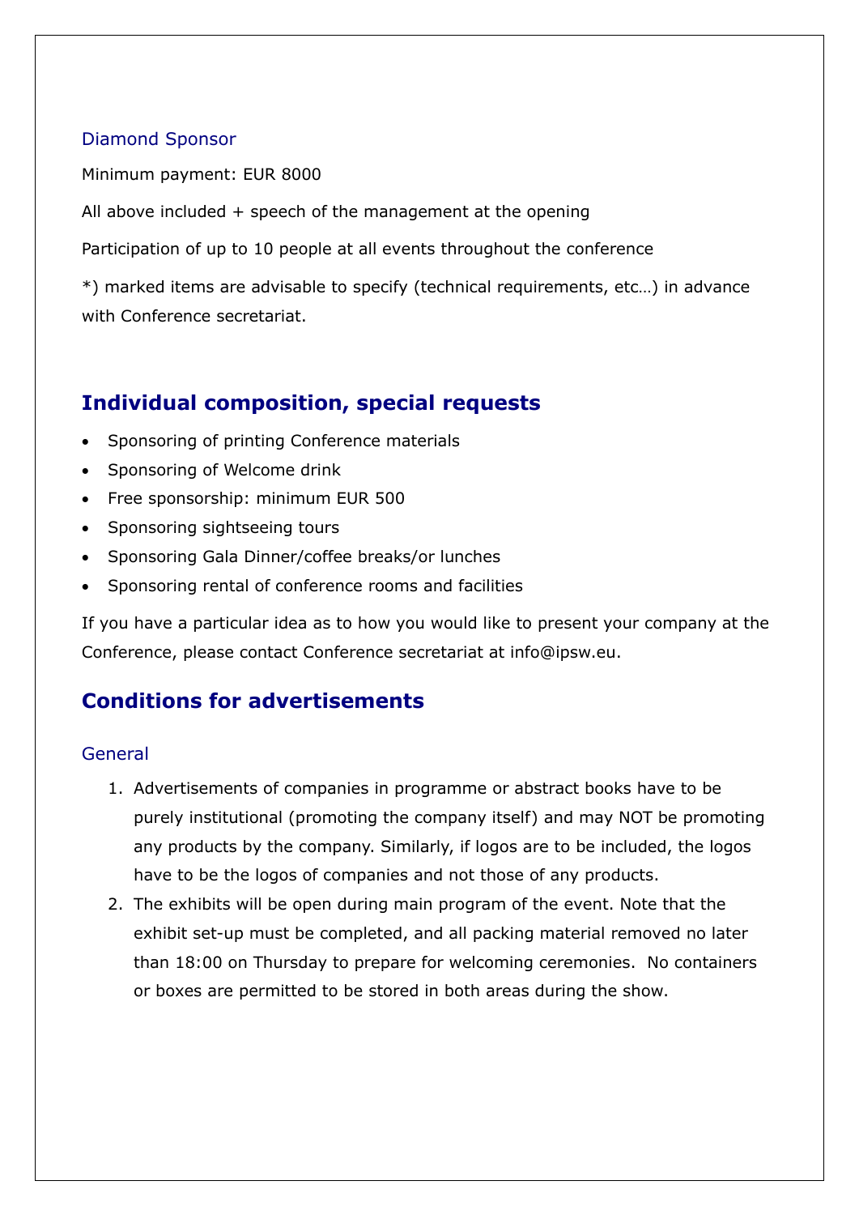### Diamond Sponsor

Minimum payment: EUR 8000

All above included + speech of the management at the opening

Participation of up to 10 people at all events throughout the conference

*) marked items are advisable to specify (technical requirements, etc…) in advance with Conference secretariat.

## Individual composition, special requests

- Sponsoring of printing Conference materials
- Sponsoring of Welcome drink
- Free sponsorship: minimum EUR 500
- Sponsoring sightseeing tours
- Sponsoring Gala Dinner/coffee breaks/or lunches
- Sponsoring rental of conference rooms and facilities

If you have a particular idea as to how you would like to present your company at the Conference, please contact Conference secretariat at info@ipsw.eu.

## Conditions for advertisements

### General

1. Advertisements of companies in programme or abstract books have to be purely institutional (promoting the company itself) and may NOT be promoting any products by the company. Similarly, if logos are to be included, the logos have to be the logos of companies and not those of any products.
2. The exhibits will be open during main program of the event. Note that the exhibit set-up must be completed, and all packing material removed no later than 18:00 on Thursday to prepare for welcoming ceremonies. No containers or boxes are permitted to be stored in both areas during the show.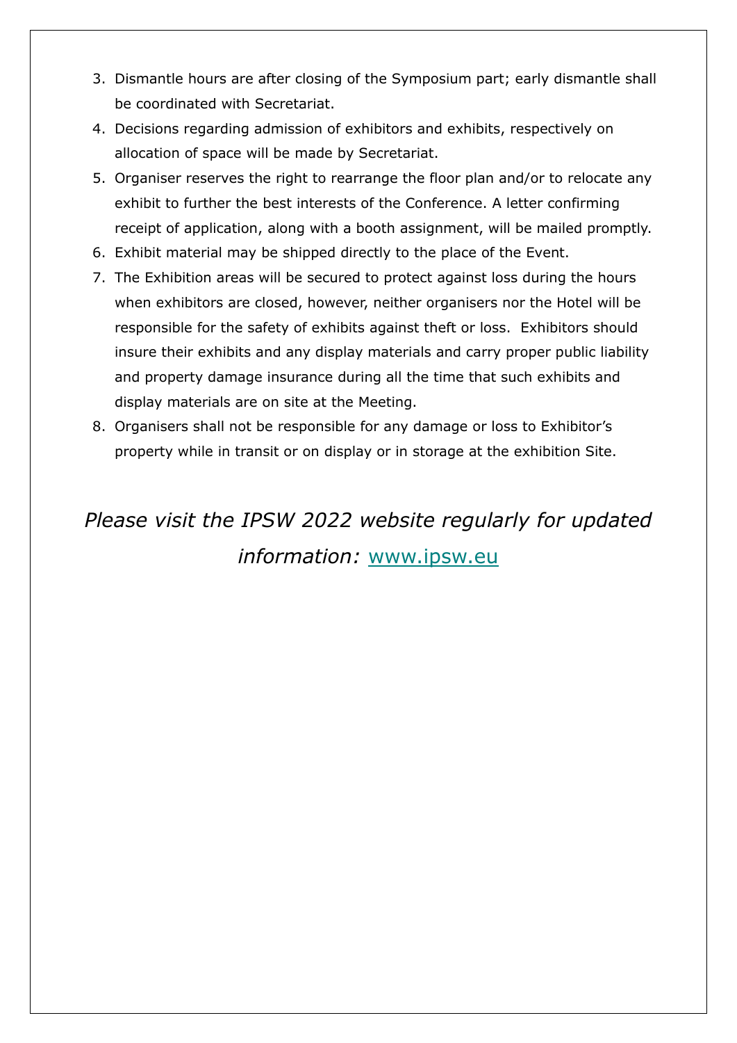3. Dismantle hours are after closing of the Symposium part; early dismantle shall be coordinated with Secretariat.
4. Decisions regarding admission of exhibitors and exhibits, respectively on allocation of space will be made by Secretariat.
5. Organiser reserves the right to rearrange the floor plan and/or to relocate any exhibit to further the best interests of the Conference. A letter confirming receipt of application, along with a booth assignment, will be mailed promptly.
6. Exhibit material may be shipped directly to the place of the Event.
7. The Exhibition areas will be secured to protect against loss during the hours when exhibitors are closed, however, neither organisers nor the Hotel will be responsible for the safety of exhibits against theft or loss. Exhibitors should insure their exhibits and any display materials and carry proper public liability and property damage insurance during all the time that such exhibits and display materials are on site at the Meeting.
8. Organisers shall not be responsible for any damage or loss to Exhibitor's property while in transit or on display or in storage at the exhibition Site.

*Please visit the IPSW 2022 website regularly for updated information:* [www.ipsw.eu](http://www.ipsw.eu)